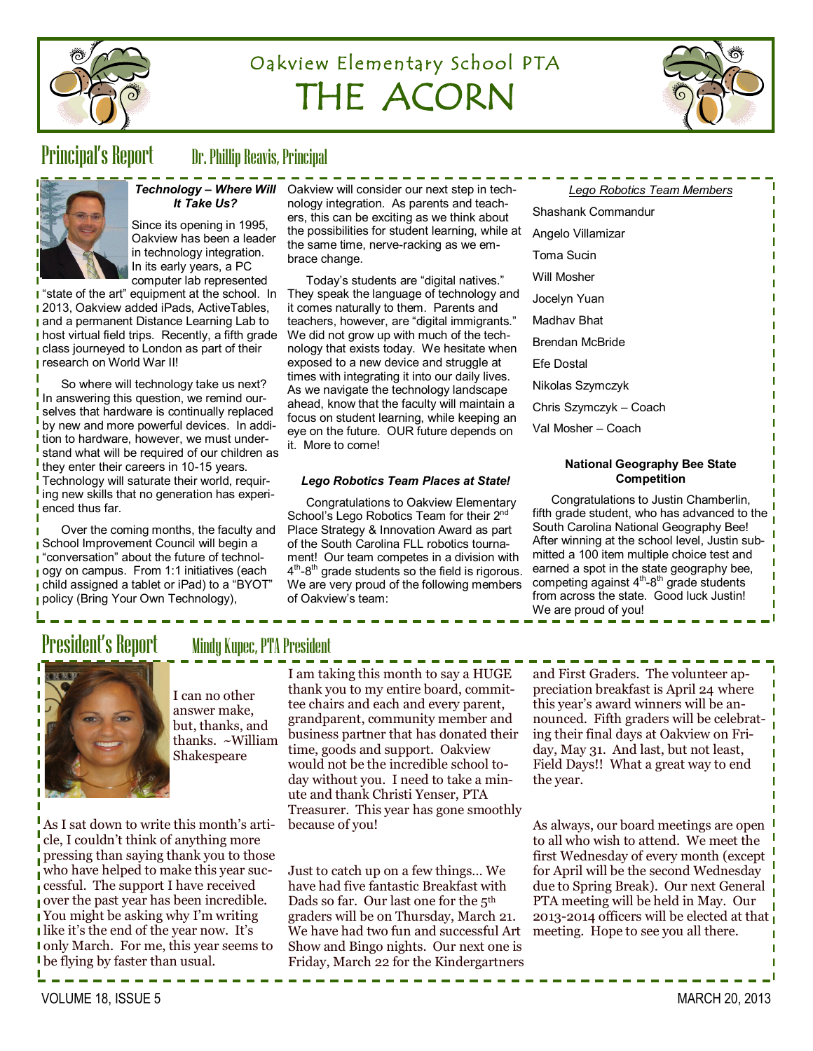# Oakview Elementary School PTA

# THE ACORN

## Principal's Report

Dr. Phillip Reavis, Principal

### *Technology – Where Will It Take Us?*

Since its opening in 1995, Oakview has been a leader in technology integration. In its early years, a PC computer lab represented "state of the art" equipment at the school. In 2013, Oakview added iPads, ActiveTables, and a permanent Distance Learning Lab to host virtual field trips. Recently, a fifth grade class journeyed to London as part of their research on World War II!

So where will technology take us next? In answering this question, we remind ourselves that hardware is continually replaced by new and more powerful devices. In addition to hardware, however, we must understand what will be required of our children as they enter their careers in 10-15 years. Technology will saturate their world, requiring new skills that no generation has experienced thus far.

Over the coming months, the faculty and School Improvement Council will begin a "conversation" about the future of technology on campus. From 1:1 initiatives (each child assigned a tablet or iPad) to a "BYOT" policy (Bring Your Own Technology), Oakview will consider our next step in technology integration. As parents and teachers, this can be exciting as we think about the possibilities for student learning, while at the same time, nerve-racking as we embrace change.

Today's students are "digital natives." They speak the language of technology and it comes naturally to them. Parents and teachers, however, are "digital immigrants." We did not grow up with much of the technology that exists today. We hesitate when exposed to a new device and struggle at times with integrating it into our daily lives. As we navigate the technology landscape ahead, know that the faculty will maintain a focus on student learning, while keeping an eye on the future. OUR future depends on it. More to come!

### *Lego Robotics Team Places at State!*

Congratulations to Oakview Elementary School's Lego Robotics Team for their 2nd Place Strategy & Innovation Award as part of the South Carolina FLL robotics tournament! Our team competes in a division with 4th-8th grade students so the field is rigorous. We are very proud of the following members of Oakview's team:

*Lego Robotics Team Members*

- Shashank Commandur
- Angelo Villamizar
- Toma Sucin
- Will Mosher
- Jocelyn Yuan
- Madhav Bhat
- Brendan McBride
- Efe Dostal
- Nikolas Szymczyk
- Chris Szymczyk – Coach
- Val Mosher – Coach

### National Geography Bee State Competition

Congratulations to Justin Chamberlin, fifth grade student, who has advanced to the South Carolina National Geography Bee! After winning at the school level, Justin submitted a 100 item multiple choice test and earned a spot in the state geography bee, competing against 4th-8th grade students from across the state. Good luck Justin! We are proud of you!

## President's Report

Mindy Kupec, PTA President

I can no other answer make, but, thanks, and thanks. ~William Shakespeare

As I sat down to write this month's article, I couldn't think of anything more pressing than saying thank you to those who have helped to make this year successful. The support I have received over the past year has been incredible. You might be asking why I'm writing like it's the end of the year now. It's only March. For me, this year seems to be flying by faster than usual.

I am taking this month to say a HUGE thank you to my entire board, committee chairs and each and every parent, grandparent, community member and business partner that has donated their time, goods and support. Oakview would not be the incredible school today without you. I need to take a minute and thank Christi Yenser, PTA Treasurer. This year has gone smoothly because of you!

Just to catch up on a few things… We have had five fantastic Breakfast with Dads so far. Our last one for the 5th graders will be on Thursday, March 21. We have had two fun and successful Art Show and Bingo nights. Our next one is Friday, March 22 for the Kindergartners and First Graders. The volunteer appreciation breakfast is April 24 where this year's award winners will be announced. Fifth graders will be celebrating their final days at Oakview on Friday, May 31. And last, but not least, Field Days!! What a great way to end the year.

As always, our board meetings are open to all who wish to attend. We meet the first Wednesday of every month (except for April will be the second Wednesday due to Spring Break). Our next General PTA meeting will be held in May. Our 2013-2014 officers will be elected at that meeting. Hope to see you all there.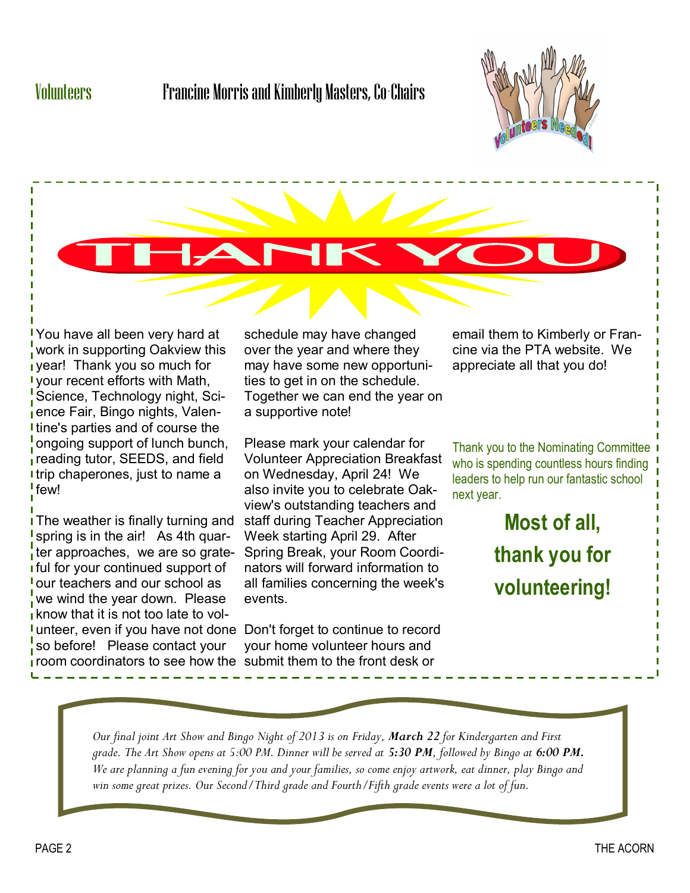## Volunteers

**Francine Morris and Kimberly Masters, Co-Chairs**

# THANK YOU

You have all been very hard at work in supporting Oakview this year! Thank you so much for your recent efforts with Math, Science, Technology night, Science Fair, Bingo nights, Valentine's parties and of course the ongoing support of lunch bunch, reading tutor, SEEDS, and field trip chaperones, just to name a few!

The weather is finally turning and spring is in the air! As 4th quarter approaches, we are so grateful for your continued support of our teachers and our school as we wind the year down. Please know that it is not too late to volunteer, even if you have not done so before! Please contact your room coordinators to see how the schedule may have changed over the year and where they may have some new opportunities to get in on the schedule. Together we can end the year on a supportive note!

Please mark your calendar for Volunteer Appreciation Breakfast on Wednesday, April 24! We also invite you to celebrate Oakview's outstanding teachers and staff during Teacher Appreciation Week starting April 29. After Spring Break, your Room Coordinators will forward information to all families concerning the week's events.

Don't forget to continue to record your home volunteer hours and submit them to the front desk or email them to Kimberly or Francine via the PTA website. We appreciate all that you do!

Thank you to the Nominating Committee who is spending countless hours finding leaders to help run our fantastic school next year.

**Most of all, thank you for volunteering!**

*Our final joint Art Show and Bingo Night of 2013 is on Friday, **March 22** for Kindergarten and First grade. The Art Show opens at 5:00 PM. Dinner will be served at **5:30 PM**, followed by Bingo at **6:00 PM.** We are planning a fun evening for you and your families, so come enjoy artwork, eat dinner, play Bingo and win some great prizes. Our Second/Third grade and Fourth/Fifth grade events were a lot of fun.*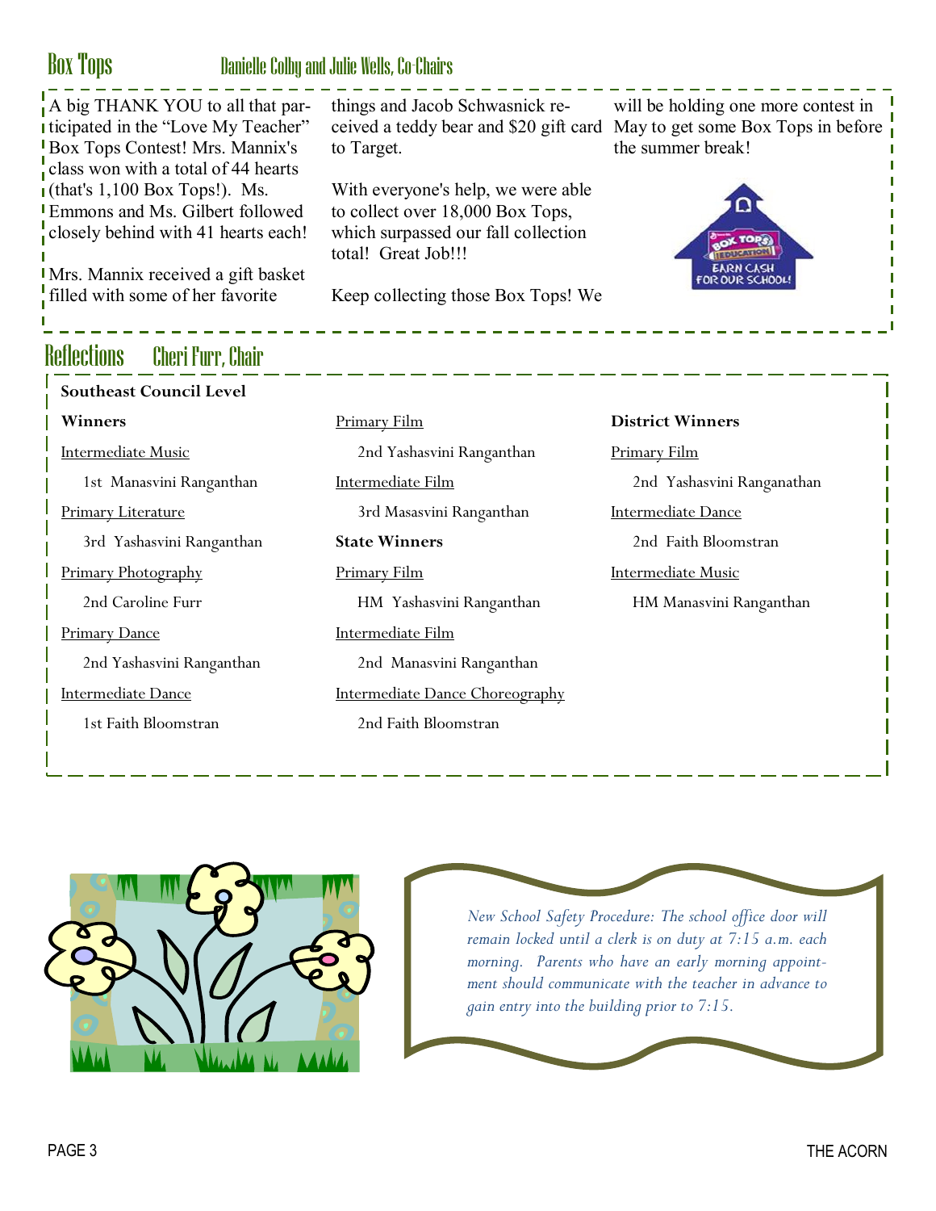## Box Tops

### Danielle Colby and Julie Wells, Co-Chairs

A big THANK YOU to all that participated in the "Love My Teacher" Box Tops Contest! Mrs. Mannix's class won with a total of 44 hearts (that's 1,100 Box Tops!). Ms. Emmons and Ms. Gilbert followed closely behind with 41 hearts each!

Mrs. Mannix received a gift basket filled with some of her favorite things and Jacob Schwasnick received a teddy bear and $20 gift card to Target.

With everyone's help, we were able to collect over 18,000 Box Tops, which surpassed our fall collection total! Great Job!!!

Keep collecting those Box Tops! We will be holding one more contest in May to get some Box Tops in before the summer break!

## Reflections

### Cheri Furr, Chair

**Southeast Council Level**

**Winners**

Intermediate Music

1st Manasvini Ranganthan

Primary Literature

3rd Yashasvini Ranganthan

Primary Photography

2nd Caroline Furr

Primary Dance

2nd Yashasvini Ranganthan

Intermediate Dance

1st Faith Bloomstran

Primary Film

2nd Yashasvini Ranganthan

Intermediate Film

3rd Masasvini Ranganthan

**State Winners**

Primary Film

HM Yashasvini Ranganthan

Intermediate Film

2nd Manasvini Ranganthan

Intermediate Dance Choreography

2nd Faith Bloomstran

**District Winners**

Primary Film

2nd Yashasvini Ranganathan

Intermediate Dance

2nd Faith Bloomstran

Intermediate Music

HM Manasvini Ranganthan

*New School Safety Procedure: The school office door will remain locked until a clerk is on duty at 7:15 a.m. each morning. Parents who have an early morning appointment should communicate with the teacher in advance to gain entry into the building prior to 7:15.*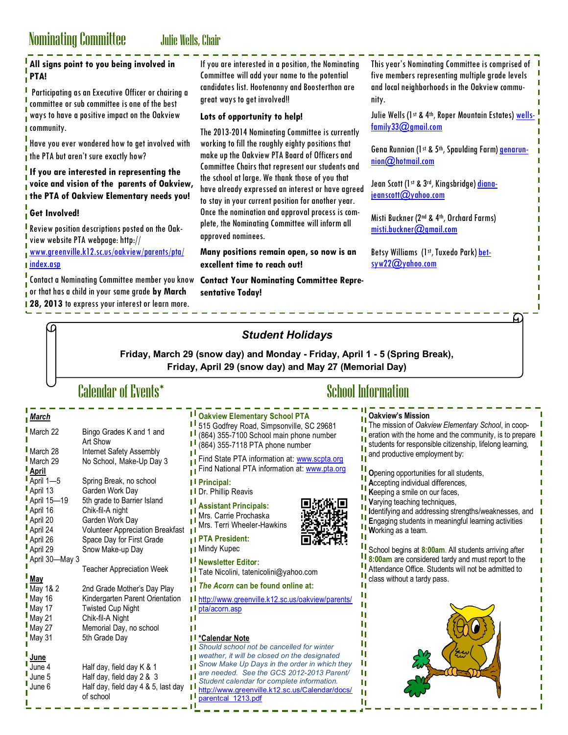## Nominating Committee

Julie Wells, Chair

**All signs point to you being involved in PTA!**

Participating as an Executive Officer or chairing a committee or sub committee is one of the best ways to have a positive impact on the Oakview community.

Have you ever wondered how to get involved with the PTA but aren't sure exactly how?

**If you are interested in representing the voice and vision of the parents of Oakview, the PTA of Oakview Elementary needs you!**

**Get Involved!**

Review position descriptions posted on the Oakview website PTA webpage: http://www.greenville.k12.sc.us/oakview/parents/pta/index.asp

Contact a Nominating Committee member you know or that has a child in your same grade **by March 28, 2013** to express your interest or learn more.

If you are interested in a position, the Nominating Committee will add your name to the potential candidates list. Hootenanny and Boosterthon are great ways to get involved!!

**Lots of opportunity to help!**

The 2013-2014 Nominating Committee is currently working to fill the roughly eighty positions that make up the Oakview PTA Board of Officers and Committee Chairs that represent our students and the school at large. We thank those of you that have already expressed an interest or have agreed to stay in your current position for another year. Once the nomination and approval process is complete, the Nominating Committee will inform all approved nominees.

**Many positions remain open, so now is an excellent time to reach out!**

**Contact Your Nominating Committee Representative Today!**

This year's Nominating Committee is comprised of five members representing multiple grade levels and local neighborhoods in the Oakview community.

Julie Wells (1st & 4th, Roper Mountain Estates) wells-family33@gmail.com

Gena Runnion (1st & 5th, Spaulding Farm) genarunnion@hotmail.com

Jean Scott (1st & 3rd, Kingsbridge) diana-jeanscott@yahoo.com

Misti Buckner (2nd & 4th, Orchard Farms) misti.buckner@gmail.com

Betsy Williams (1st, Tuxedo Park) betsyw22@yahoo.com

### *Student Holidays*

**Friday, March 29 (snow day) and Monday - Friday, April 1 - 5 (Spring Break), Friday, April 29 (snow day) and May 27 (Memorial Day)**

## Calendar of Events*

***March***

| | |
|---|---|
| March 22 | Bingo Grades K and 1 and Art Show |
| March 28 | Internet Safety Assembly |
| March 29 | No School, Make-Up Day 3 |

***April***

| | |
|---|---|
| April 1—5 | Spring Break, no school |
| April 13 | Garden Work Day |
| April 15—19 | 5th grade to Barrier Island |
| April 16 | Chik-fil-A night |
| April 20 | Garden Work Day |
| April 24 | Volunteer Appreciation Breakfast |
| April 26 | Space Day for First Grade |
| April 29 | Snow Make-up Day |
| April 30—May 3 | Teacher Appreciation Week |

***May***

| | |
|---|---|
| May 1& 2 | 2nd Grade Mother's Day Play |
| May 16 | Kindergarten Parent Orientation |
| May 17 | Twisted Cup Night |
| May 21 | Chik-fil-A Night |
| May 27 | Memorial Day, no school |
| May 31 | 5th Grade Day |

***June***

| | |
|---|---|
| June 4 | Half day, field day K & 1 |
| June 5 | Half day, field day 2 & 3 |
| June 6 | Half day, field day 4 & 5, last day of school |

## School Information

**Oakview Elementary School PTA**
515 Godfrey Road, Simpsonville, SC 29681
(864) 355-7100 School main phone number
(864) 355-7118 PTA phone number

Find State PTA information at: www.scpta.org
Find National PTA information at: www.pta.org

**Principal:**
Dr. Phillip Reavis

**Assistant Principals:**
Mrs. Carrie Prochaska
Mrs. Terri Wheeler-Hawkins

**PTA President:**
Mindy Kupec

**Newsletter Editor:**
Tate Nicolini, tatenicolini@yahoo.com

***The Acorn* can be found online at:**

http://www.greenville.k12.sc.us/oakview/parents/pta/acorn.asp

***Calendar Note**

*Should school not be cancelled for winter weather, it will be closed on the designated Snow Make Up Days in the order in which they are needed. See the GCS 2012-2013 Parent/Student calendar for complete information.*
http://www.greenville.k12.sc.us/Calendar/docs/parentcal_1213.pdf

**Oakview's Mission**

The mission of *Oakview Elementary School*, in cooperation with the home and the community, is to prepare students for responsible citizenship, lifelong learning, and productive employment by:

**O**pening opportunities for all students,
**A**ccepting individual differences,
**K**eeping a smile on our faces,
**V**arying teaching techniques,
**I**dentifying and addressing strengths/weaknesses, and
**E**ngaging students in meaningful learning activities
**W**orking as a team.

School begins at **8:00am**. All students arriving after **8:00am** are considered tardy and must report to the Attendance Office. Students will not be admitted to class without a tardy pass.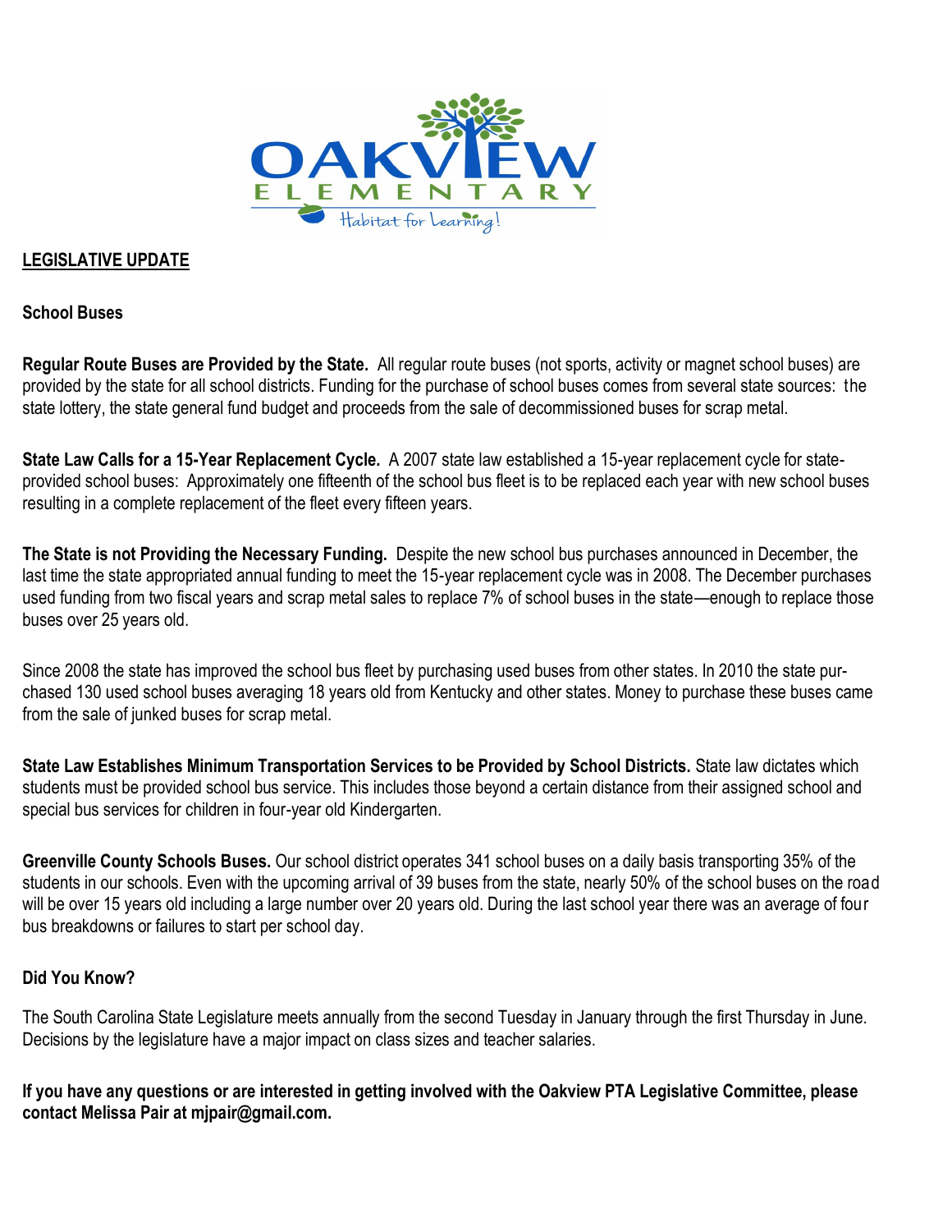OAKVIEW ELEMENTARY

Habitat for Learning!

## LEGISLATIVE UPDATE

### School Buses

**Regular Route Buses are Provided by the State.** All regular route buses (not sports, activity or magnet school buses) are provided by the state for all school districts. Funding for the purchase of school buses comes from several state sources: the state lottery, the state general fund budget and proceeds from the sale of decommissioned buses for scrap metal.

**State Law Calls for a 15-Year Replacement Cycle.** A 2007 state law established a 15-year replacement cycle for state-provided school buses: Approximately one fifteenth of the school bus fleet is to be replaced each year with new school buses resulting in a complete replacement of the fleet every fifteen years.

**The State is not Providing the Necessary Funding.** Despite the new school bus purchases announced in December, the last time the state appropriated annual funding to meet the 15-year replacement cycle was in 2008. The December purchases used funding from two fiscal years and scrap metal sales to replace 7% of school buses in the state—enough to replace those buses over 25 years old.

Since 2008 the state has improved the school bus fleet by purchasing used buses from other states. In 2010 the state purchased 130 used school buses averaging 18 years old from Kentucky and other states. Money to purchase these buses came from the sale of junked buses for scrap metal.

**State Law Establishes Minimum Transportation Services to be Provided by School Districts.** State law dictates which students must be provided school bus service. This includes those beyond a certain distance from their assigned school and special bus services for children in four-year old Kindergarten.

**Greenville County Schools Buses.** Our school district operates 341 school buses on a daily basis transporting 35% of the students in our schools. Even with the upcoming arrival of 39 buses from the state, nearly 50% of the school buses on the road will be over 15 years old including a large number over 20 years old. During the last school year there was an average of four bus breakdowns or failures to start per school day.

### Did You Know?

The South Carolina State Legislature meets annually from the second Tuesday in January through the first Thursday in June. Decisions by the legislature have a major impact on class sizes and teacher salaries.

**If you have any questions or are interested in getting involved with the Oakview PTA Legislative Committee, please contact Melissa Pair at mjpair@gmail.com.**